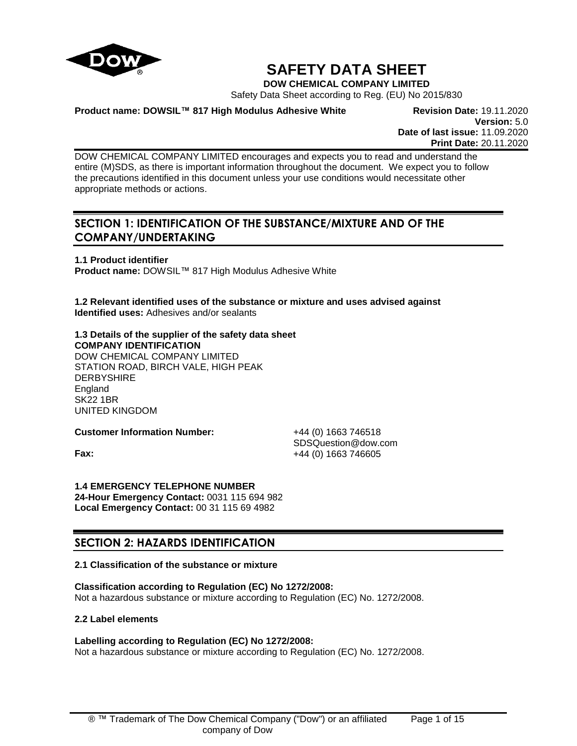# SAFETY DATA SHEET

**DOW CHEMICAL COMPANY LIMITED**

Safety Data Sheet according to Reg. (EU) No 2015/830

**Product name: DOWSIL™ 817 High Modulus Adhesive White**

**Revision Date:** 19.11.2020
**Version:** 5.0
**Date of last issue:** 11.09.2020
**Print Date:** 20.11.2020

DOW CHEMICAL COMPANY LIMITED encourages and expects you to read and understand the entire (M)SDS, as there is important information throughout the document. We expect you to follow the precautions identified in this document unless your use conditions would necessitate other appropriate methods or actions.

## SECTION 1: IDENTIFICATION OF THE SUBSTANCE/MIXTURE AND OF THE COMPANY/UNDERTAKING

**1.1 Product identifier**
**Product name:** DOWSIL™ 817 High Modulus Adhesive White

**1.2 Relevant identified uses of the substance or mixture and uses advised against**
**Identified uses:** Adhesives and/or sealants

**1.3 Details of the supplier of the safety data sheet**
**COMPANY IDENTIFICATION**
DOW CHEMICAL COMPANY LIMITED
STATION ROAD, BIRCH VALE, HIGH PEAK
DERBYSHIRE
England
SK22 1BR
UNITED KINGDOM

**Customer Information Number:** +44 (0) 1663 746518
SDSQuestion@dow.com
**Fax:** +44 (0) 1663 746605

**1.4 EMERGENCY TELEPHONE NUMBER**
**24-Hour Emergency Contact:** 0031 115 694 982
**Local Emergency Contact:** 00 31 115 69 4982

## SECTION 2: HAZARDS IDENTIFICATION

**2.1 Classification of the substance or mixture**

**Classification according to Regulation (EC) No 1272/2008:**
Not a hazardous substance or mixture according to Regulation (EC) No. 1272/2008.

**2.2 Label elements**

**Labelling according to Regulation (EC) No 1272/2008:**
Not a hazardous substance or mixture according to Regulation (EC) No. 1272/2008.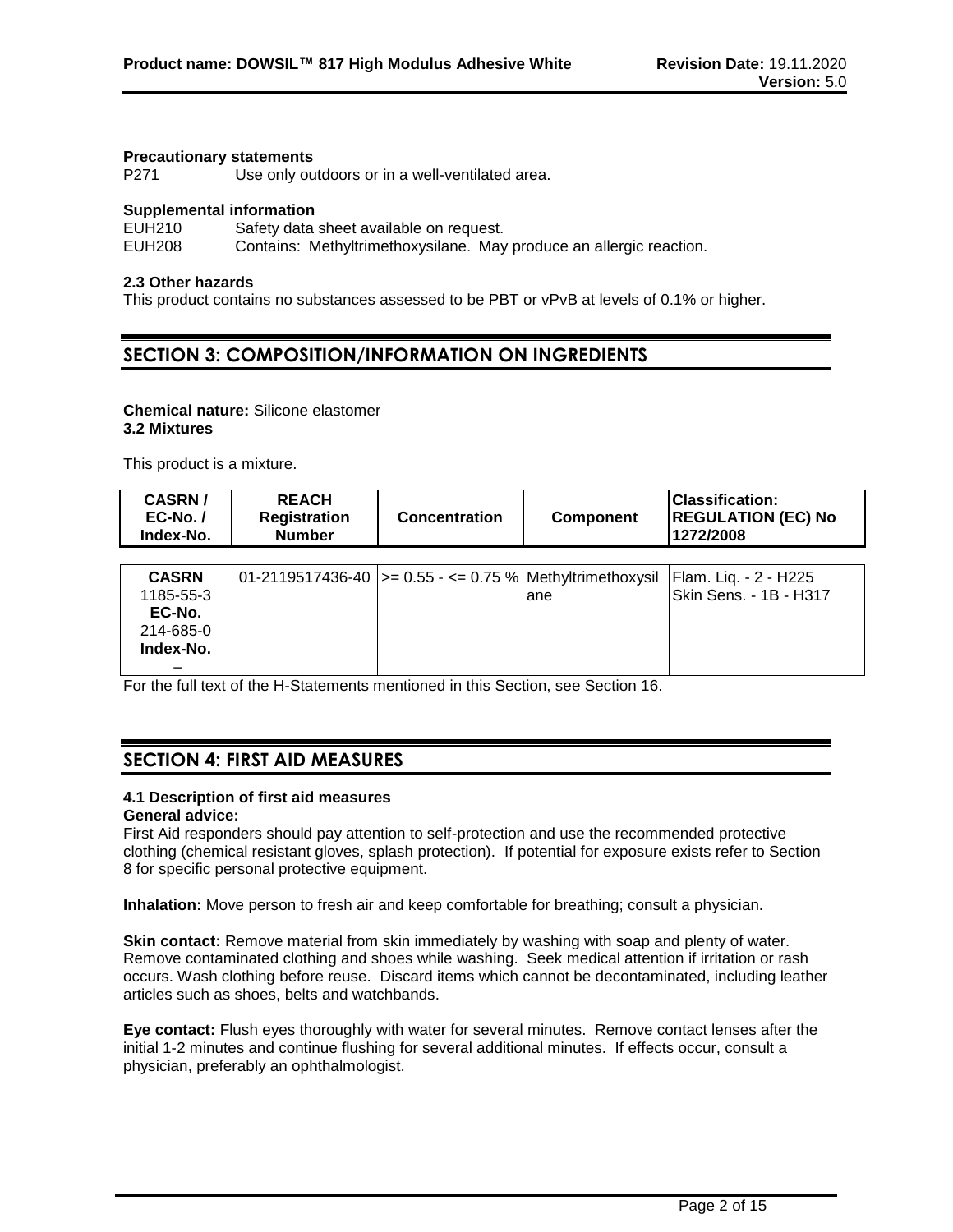**Precautionary statements**

P271 Use only outdoors or in a well-ventilated area.

**Supplemental information**

EUH210 Safety data sheet available on request.
EUH208 Contains: Methyltrimethoxysilane. May produce an allergic reaction.

**2.3 Other hazards**

This product contains no substances assessed to be PBT or vPvB at levels of 0.1% or higher.

## SECTION 3: COMPOSITION/INFORMATION ON INGREDIENTS

**Chemical nature:** Silicone elastomer

**3.2 Mixtures**

This product is a mixture.

| CASRN / EC-No. / Index-No. | REACH Registration Number | Concentration | Component | Classification: REGULATION (EC) No 1272/2008 |
|---|---|---|---|---|
| **CASRN** 1185-55-3 **EC-No.** 214-685-0 **Index-No.** – | 01-2119517436-40 | >= 0.55 - <= 0.75 % | Methyltrimethoxysilane | Flam. Liq. - 2 - H225<br>Skin Sens. - 1B - H317 |

For the full text of the H-Statements mentioned in this Section, see Section 16.

## SECTION 4: FIRST AID MEASURES

### 4.1 Description of first aid measures

**General advice:**

First Aid responders should pay attention to self-protection and use the recommended protective clothing (chemical resistant gloves, splash protection). If potential for exposure exists refer to Section 8 for specific personal protective equipment.

**Inhalation:** Move person to fresh air and keep comfortable for breathing; consult a physician.

**Skin contact:** Remove material from skin immediately by washing with soap and plenty of water. Remove contaminated clothing and shoes while washing. Seek medical attention if irritation or rash occurs. Wash clothing before reuse. Discard items which cannot be decontaminated, including leather articles such as shoes, belts and watchbands.

**Eye contact:** Flush eyes thoroughly with water for several minutes. Remove contact lenses after the initial 1-2 minutes and continue flushing for several additional minutes. If effects occur, consult a physician, preferably an ophthalmologist.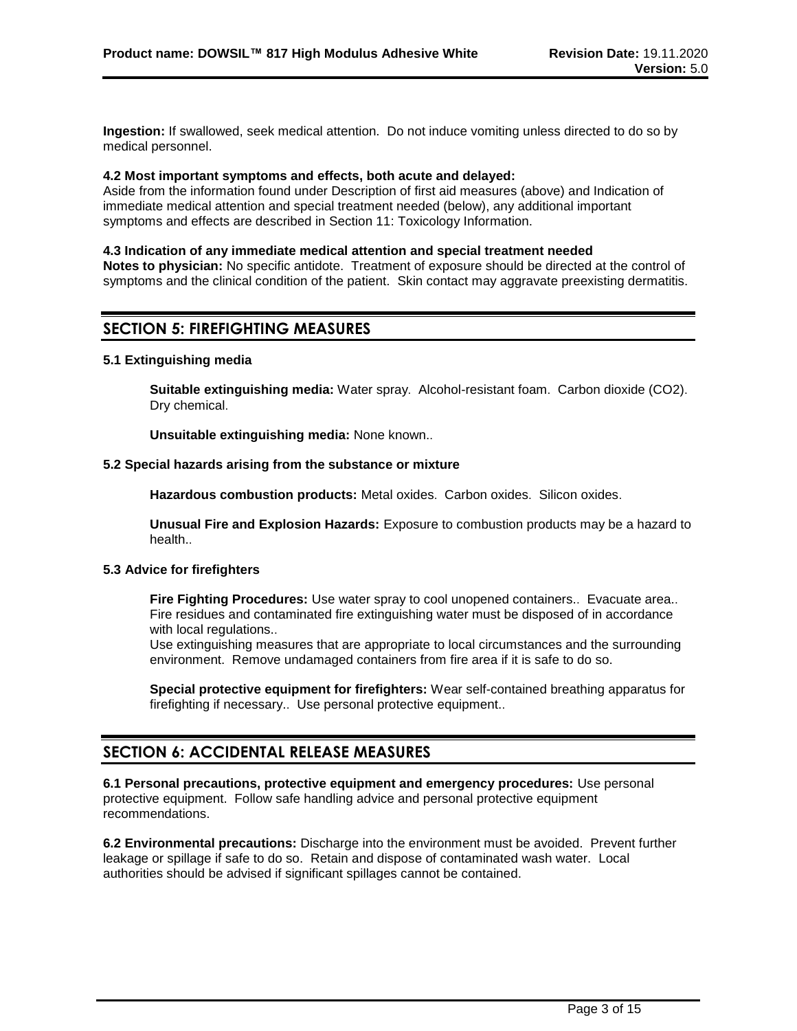**Ingestion:** If swallowed, seek medical attention. Do not induce vomiting unless directed to do so by medical personnel.

**4.2 Most important symptoms and effects, both acute and delayed:**
Aside from the information found under Description of first aid measures (above) and Indication of immediate medical attention and special treatment needed (below), any additional important symptoms and effects are described in Section 11: Toxicology Information.

**4.3 Indication of any immediate medical attention and special treatment needed**
**Notes to physician:** No specific antidote. Treatment of exposure should be directed at the control of symptoms and the clinical condition of the patient. Skin contact may aggravate preexisting dermatitis.

## SECTION 5: FIREFIGHTING MEASURES

**5.1 Extinguishing media**

**Suitable extinguishing media:** Water spray. Alcohol-resistant foam. Carbon dioxide ($CO_2$). Dry chemical.

**Unsuitable extinguishing media:** None known..

**5.2 Special hazards arising from the substance or mixture**

**Hazardous combustion products:** Metal oxides. Carbon oxides. Silicon oxides.

**Unusual Fire and Explosion Hazards:** Exposure to combustion products may be a hazard to health..

**5.3 Advice for firefighters**

**Fire Fighting Procedures:** Use water spray to cool unopened containers.. Evacuate area.. Fire residues and contaminated fire extinguishing water must be disposed of in accordance with local regulations..
Use extinguishing measures that are appropriate to local circumstances and the surrounding environment. Remove undamaged containers from fire area if it is safe to do so.

**Special protective equipment for firefighters:** Wear self-contained breathing apparatus for firefighting if necessary.. Use personal protective equipment..

## SECTION 6: ACCIDENTAL RELEASE MEASURES

**6.1 Personal precautions, protective equipment and emergency procedures:** Use personal protective equipment. Follow safe handling advice and personal protective equipment recommendations.

**6.2 Environmental precautions:** Discharge into the environment must be avoided. Prevent further leakage or spillage if safe to do so. Retain and dispose of contaminated wash water. Local authorities should be advised if significant spillages cannot be contained.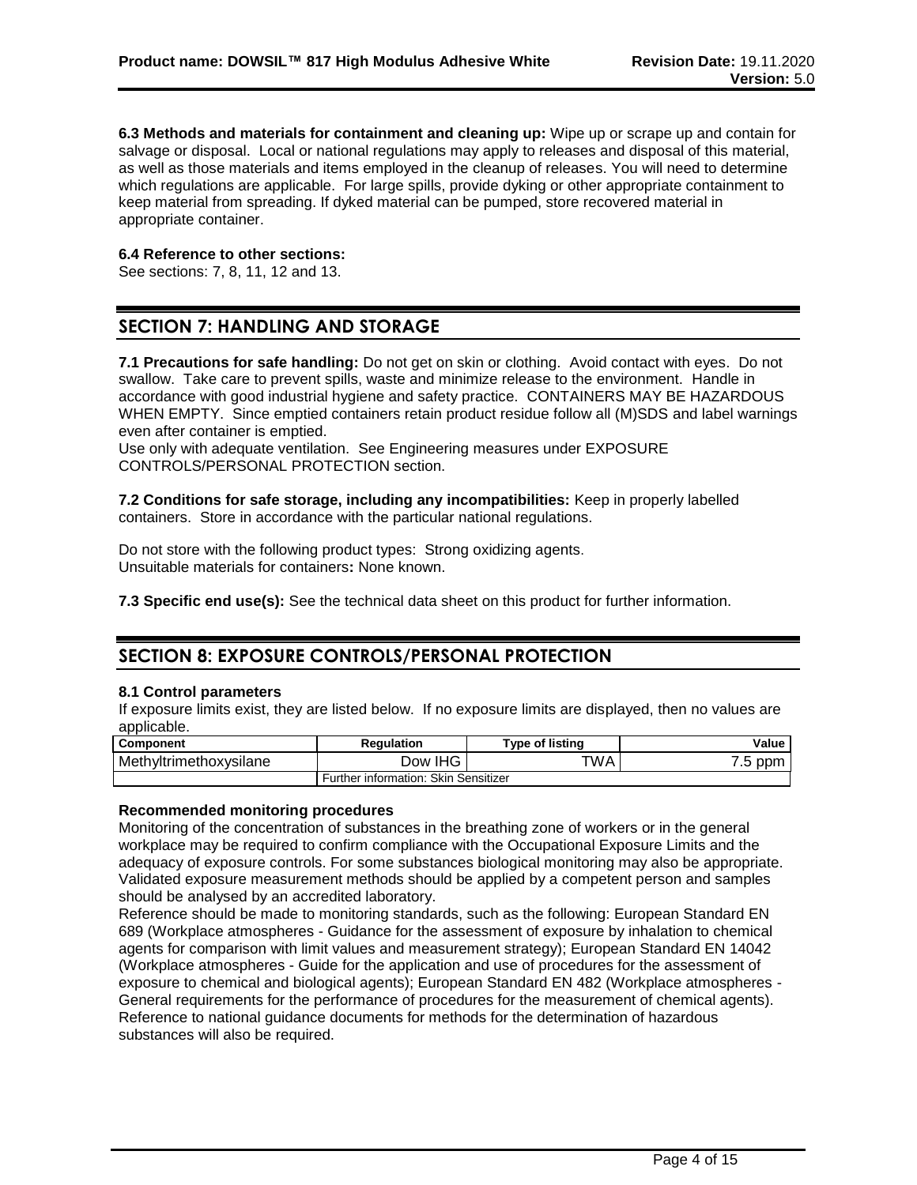**6.3 Methods and materials for containment and cleaning up:** Wipe up or scrape up and contain for salvage or disposal. Local or national regulations may apply to releases and disposal of this material, as well as those materials and items employed in the cleanup of releases. You will need to determine which regulations are applicable. For large spills, provide dyking or other appropriate containment to keep material from spreading. If dyked material can be pumped, store recovered material in appropriate container.

**6.4 Reference to other sections:**
See sections: 7, 8, 11, 12 and 13.

## SECTION 7: HANDLING AND STORAGE

**7.1 Precautions for safe handling:** Do not get on skin or clothing. Avoid contact with eyes. Do not swallow. Take care to prevent spills, waste and minimize release to the environment. Handle in accordance with good industrial hygiene and safety practice. CONTAINERS MAY BE HAZARDOUS WHEN EMPTY. Since emptied containers retain product residue follow all (M)SDS and label warnings even after container is emptied.
Use only with adequate ventilation. See Engineering measures under EXPOSURE CONTROLS/PERSONAL PROTECTION section.

**7.2 Conditions for safe storage, including any incompatibilities:** Keep in properly labelled containers. Store in accordance with the particular national regulations.

Do not store with the following product types: Strong oxidizing agents.
Unsuitable materials for containers**:** None known.

**7.3 Specific end use(s):** See the technical data sheet on this product for further information.

## SECTION 8: EXPOSURE CONTROLS/PERSONAL PROTECTION

**8.1 Control parameters**
If exposure limits exist, they are listed below. If no exposure limits are displayed, then no values are applicable.

| Component | Regulation | Type of listing | Value |
|---|---|---|---|
| Methyltrimethoxysilane | Dow IHG | TWA | 7.5 ppm |
| | Further information: Skin Sensitizer | | |

**Recommended monitoring procedures**
Monitoring of the concentration of substances in the breathing zone of workers or in the general workplace may be required to confirm compliance with the Occupational Exposure Limits and the adequacy of exposure controls. For some substances biological monitoring may also be appropriate. Validated exposure measurement methods should be applied by a competent person and samples should be analysed by an accredited laboratory.
Reference should be made to monitoring standards, such as the following: European Standard EN 689 (Workplace atmospheres - Guidance for the assessment of exposure by inhalation to chemical agents for comparison with limit values and measurement strategy); European Standard EN 14042 (Workplace atmospheres - Guide for the application and use of procedures for the assessment of exposure to chemical and biological agents); European Standard EN 482 (Workplace atmospheres - General requirements for the performance of procedures for the measurement of chemical agents). Reference to national guidance documents for methods for the determination of hazardous substances will also be required.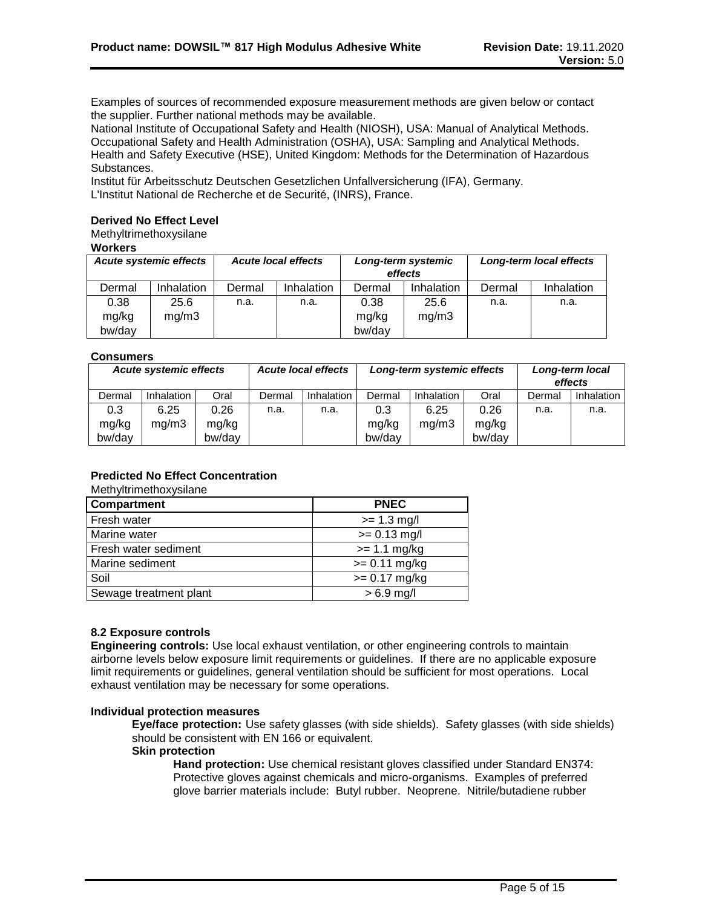Examples of sources of recommended exposure measurement methods are given below or contact the supplier. Further national methods may be available.
National Institute of Occupational Safety and Health (NIOSH), USA: Manual of Analytical Methods.
Occupational Safety and Health Administration (OSHA), USA: Sampling and Analytical Methods.
Health and Safety Executive (HSE), United Kingdom: Methods for the Determination of Hazardous Substances.
Institut für Arbeitsschutz Deutschen Gesetzlichen Unfallversicherung (IFA), Germany.
L'Institut National de Recherche et de Securité, (INRS), France.

**Derived No Effect Level**

Methyltrimethoxysilane

**Workers**

| *Acute systemic effects* | | *Acute local effects* | | *Long-term systemic effects* | | *Long-term local effects* | |
|---|---|---|---|---|---|---|---|
| Dermal | Inhalation | Dermal | Inhalation | Dermal | Inhalation | Dermal | Inhalation |
| 0.38 mg/kg bw/day | 25.6 mg/m3 | n.a. | n.a. | 0.38 mg/kg bw/day | 25.6 mg/m3 | n.a. | n.a. |

**Consumers**

| *Acute systemic effects* | | | *Acute local effects* | | *Long-term systemic effects* | | | *Long-term local effects* | |
|---|---|---|---|---|---|---|---|---|---|
| Dermal | Inhalation | Oral | Dermal | Inhalation | Dermal | Inhalation | Oral | Dermal | Inhalation |
| 0.3 mg/kg bw/day | 6.25 mg/m3 | 0.26 mg/kg bw/day | n.a. | n.a. | 0.3 mg/kg bw/day | 6.25 mg/m3 | 0.26 mg/kg bw/day | n.a. | n.a. |

**Predicted No Effect Concentration**

Methyltrimethoxysilane

| Compartment | PNEC |
|---|---|
| Fresh water | >= 1.3 mg/l |
| Marine water | >= 0.13 mg/l |
| Fresh water sediment | >= 1.1 mg/kg |
| Marine sediment | >= 0.11 mg/kg |
| Soil | >= 0.17 mg/kg |
| Sewage treatment plant | > 6.9 mg/l |

**8.2 Exposure controls**

**Engineering controls:** Use local exhaust ventilation, or other engineering controls to maintain airborne levels below exposure limit requirements or guidelines. If there are no applicable exposure limit requirements or guidelines, general ventilation should be sufficient for most operations. Local exhaust ventilation may be necessary for some operations.

**Individual protection measures**

**Eye/face protection:** Use safety glasses (with side shields). Safety glasses (with side shields) should be consistent with EN 166 or equivalent.

**Skin protection**

**Hand protection:** Use chemical resistant gloves classified under Standard EN374: Protective gloves against chemicals and micro-organisms. Examples of preferred glove barrier materials include: Butyl rubber. Neoprene. Nitrile/butadiene rubber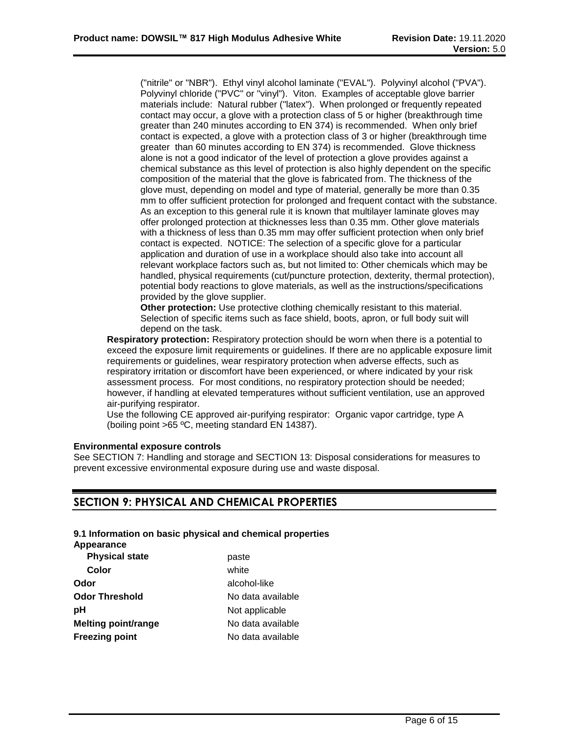("nitrile" or "NBR"). Ethyl vinyl alcohol laminate ("EVAL"). Polyvinyl alcohol ("PVA"). Polyvinyl chloride ("PVC" or "vinyl"). Viton. Examples of acceptable glove barrier materials include: Natural rubber ("latex"). When prolonged or frequently repeated contact may occur, a glove with a protection class of 5 or higher (breakthrough time greater than 240 minutes according to EN 374) is recommended. When only brief contact is expected, a glove with a protection class of 3 or higher (breakthrough time greater than 60 minutes according to EN 374) is recommended. Glove thickness alone is not a good indicator of the level of protection a glove provides against a chemical substance as this level of protection is also highly dependent on the specific composition of the material that the glove is fabricated from. The thickness of the glove must, depending on model and type of material, generally be more than 0.35 mm to offer sufficient protection for prolonged and frequent contact with the substance. As an exception to this general rule it is known that multilayer laminate gloves may offer prolonged protection at thicknesses less than 0.35 mm. Other glove materials with a thickness of less than 0.35 mm may offer sufficient protection when only brief contact is expected. NOTICE: The selection of a specific glove for a particular application and duration of use in a workplace should also take into account all relevant workplace factors such as, but not limited to: Other chemicals which may be handled, physical requirements (cut/puncture protection, dexterity, thermal protection), potential body reactions to glove materials, as well as the instructions/specifications provided by the glove supplier.

**Other protection:** Use protective clothing chemically resistant to this material. Selection of specific items such as face shield, boots, apron, or full body suit will depend on the task.

**Respiratory protection:** Respiratory protection should be worn when there is a potential to exceed the exposure limit requirements or guidelines. If there are no applicable exposure limit requirements or guidelines, wear respiratory protection when adverse effects, such as respiratory irritation or discomfort have been experienced, or where indicated by your risk assessment process. For most conditions, no respiratory protection should be needed; however, if handling at elevated temperatures without sufficient ventilation, use an approved air-purifying respirator.

Use the following CE approved air-purifying respirator: Organic vapor cartridge, type A (boiling point >65 ºC, meeting standard EN 14387).

**Environmental exposure controls**

See SECTION 7: Handling and storage and SECTION 13: Disposal considerations for measures to prevent excessive environmental exposure during use and waste disposal.

## SECTION 9: PHYSICAL AND CHEMICAL PROPERTIES

**9.1 Information on basic physical and chemical properties**

**Appearance**

| | |
|---|---|
| **Physical state** | paste |
| **Color** | white |
| **Odor** | alcohol-like |
| **Odor Threshold** | No data available |
| **pH** | Not applicable |
| **Melting point/range** | No data available |
| **Freezing point** | No data available |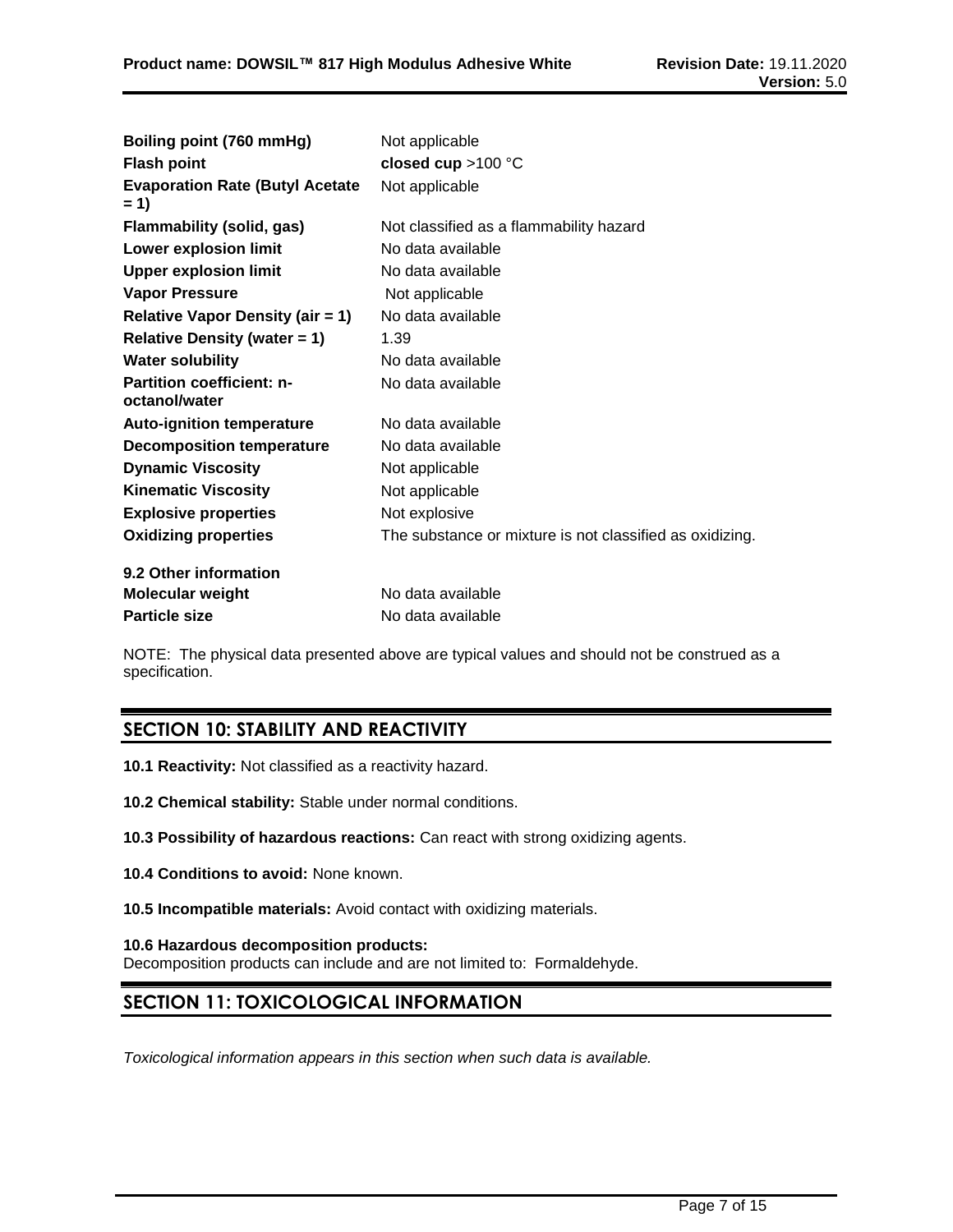| | |
|---|---|
| **Boiling point (760 mmHg)** | Not applicable |
| **Flash point** | **closed cup** >100 °C |
| **Evaporation Rate (Butyl Acetate = 1)** | Not applicable |
| **Flammability (solid, gas)** | Not classified as a flammability hazard |
| **Lower explosion limit** | No data available |
| **Upper explosion limit** | No data available |
| **Vapor Pressure** | Not applicable |
| **Relative Vapor Density (air = 1)** | No data available |
| **Relative Density (water = 1)** | 1.39 |
| **Water solubility** | No data available |
| **Partition coefficient: n-octanol/water** | No data available |
| **Auto-ignition temperature** | No data available |
| **Decomposition temperature** | No data available |
| **Dynamic Viscosity** | Not applicable |
| **Kinematic Viscosity** | Not applicable |
| **Explosive properties** | Not explosive |
| **Oxidizing properties** | The substance or mixture is not classified as oxidizing. |

**9.2 Other information**

| | |
|---|---|
| **Molecular weight** | No data available |
| **Particle size** | No data available |

NOTE: The physical data presented above are typical values and should not be construed as a specification.

## SECTION 10: STABILITY AND REACTIVITY

**10.1 Reactivity:** Not classified as a reactivity hazard.

**10.2 Chemical stability:** Stable under normal conditions.

**10.3 Possibility of hazardous reactions:** Can react with strong oxidizing agents.

**10.4 Conditions to avoid:** None known.

**10.5 Incompatible materials:** Avoid contact with oxidizing materials.

**10.6 Hazardous decomposition products:**
Decomposition products can include and are not limited to: Formaldehyde.

## SECTION 11: TOXICOLOGICAL INFORMATION

*Toxicological information appears in this section when such data is available.*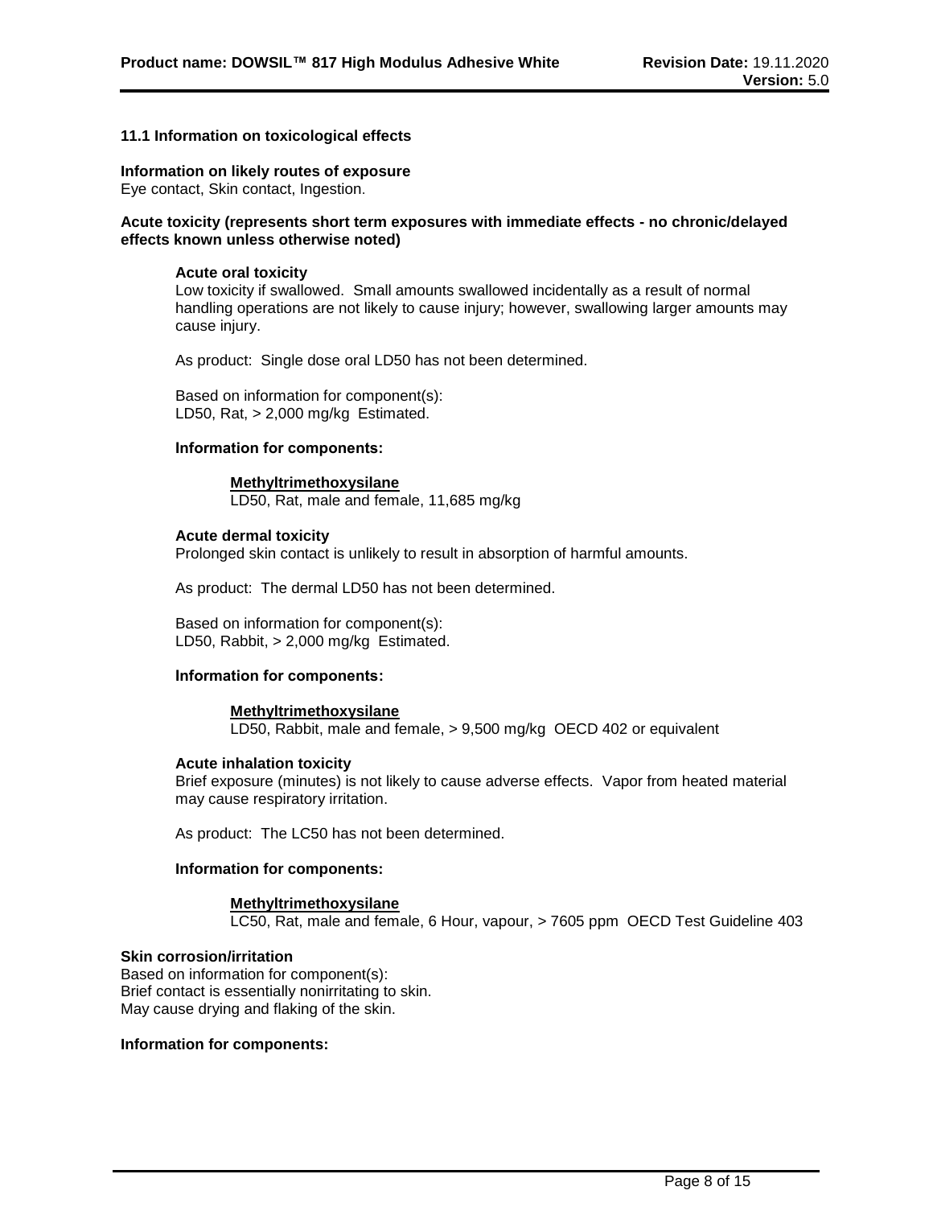### 11.1 Information on toxicological effects

**Information on likely routes of exposure**
Eye contact, Skin contact, Ingestion.

**Acute toxicity (represents short term exposures with immediate effects - no chronic/delayed effects known unless otherwise noted)**

**Acute oral toxicity**
Low toxicity if swallowed. Small amounts swallowed incidentally as a result of normal handling operations are not likely to cause injury; however, swallowing larger amounts may cause injury.

As product: Single dose oral LD50 has not been determined.

Based on information for component(s):
LD50, Rat, > 2,000 mg/kg Estimated.

**Information for components:**

**Methyltrimethoxysilane**
LD50, Rat, male and female, 11,685 mg/kg

**Acute dermal toxicity**
Prolonged skin contact is unlikely to result in absorption of harmful amounts.

As product: The dermal LD50 has not been determined.

Based on information for component(s):
LD50, Rabbit, > 2,000 mg/kg Estimated.

**Information for components:**

**Methyltrimethoxysilane**
LD50, Rabbit, male and female, > 9,500 mg/kg OECD 402 or equivalent

**Acute inhalation toxicity**
Brief exposure (minutes) is not likely to cause adverse effects. Vapor from heated material may cause respiratory irritation.

As product: The LC50 has not been determined.

**Information for components:**

**Methyltrimethoxysilane**
LC50, Rat, male and female, 6 Hour, vapour, > 7605 ppm OECD Test Guideline 403

**Skin corrosion/irritation**
Based on information for component(s):
Brief contact is essentially nonirritating to skin.
May cause drying and flaking of the skin.

**Information for components:**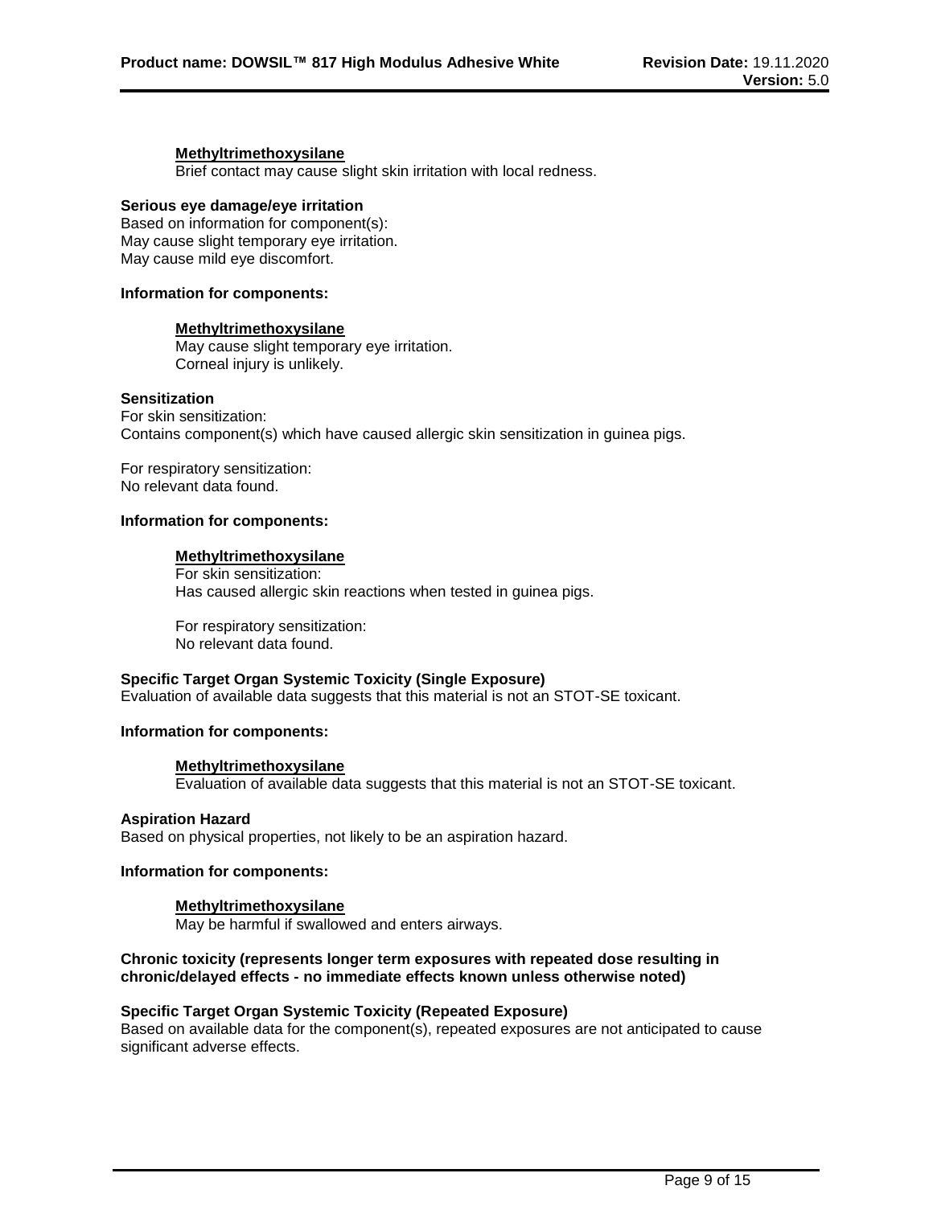**Methyltrimethoxysilane**

Brief contact may cause slight skin irritation with local redness.

**Serious eye damage/eye irritation**

Based on information for component(s):
May cause slight temporary eye irritation.
May cause mild eye discomfort.

**Information for components:**

**Methyltrimethoxysilane**

May cause slight temporary eye irritation.
Corneal injury is unlikely.

**Sensitization**

For skin sensitization:
Contains component(s) which have caused allergic skin sensitization in guinea pigs.

For respiratory sensitization:
No relevant data found.

**Information for components:**

**Methyltrimethoxysilane**

For skin sensitization:
Has caused allergic skin reactions when tested in guinea pigs.

For respiratory sensitization:
No relevant data found.

**Specific Target Organ Systemic Toxicity (Single Exposure)**

Evaluation of available data suggests that this material is not an STOT-SE toxicant.

**Information for components:**

**Methyltrimethoxysilane**

Evaluation of available data suggests that this material is not an STOT-SE toxicant.

**Aspiration Hazard**

Based on physical properties, not likely to be an aspiration hazard.

**Information for components:**

**Methyltrimethoxysilane**

May be harmful if swallowed and enters airways.

**Chronic toxicity (represents longer term exposures with repeated dose resulting in chronic/delayed effects - no immediate effects known unless otherwise noted)**

**Specific Target Organ Systemic Toxicity (Repeated Exposure)**

Based on available data for the component(s), repeated exposures are not anticipated to cause significant adverse effects.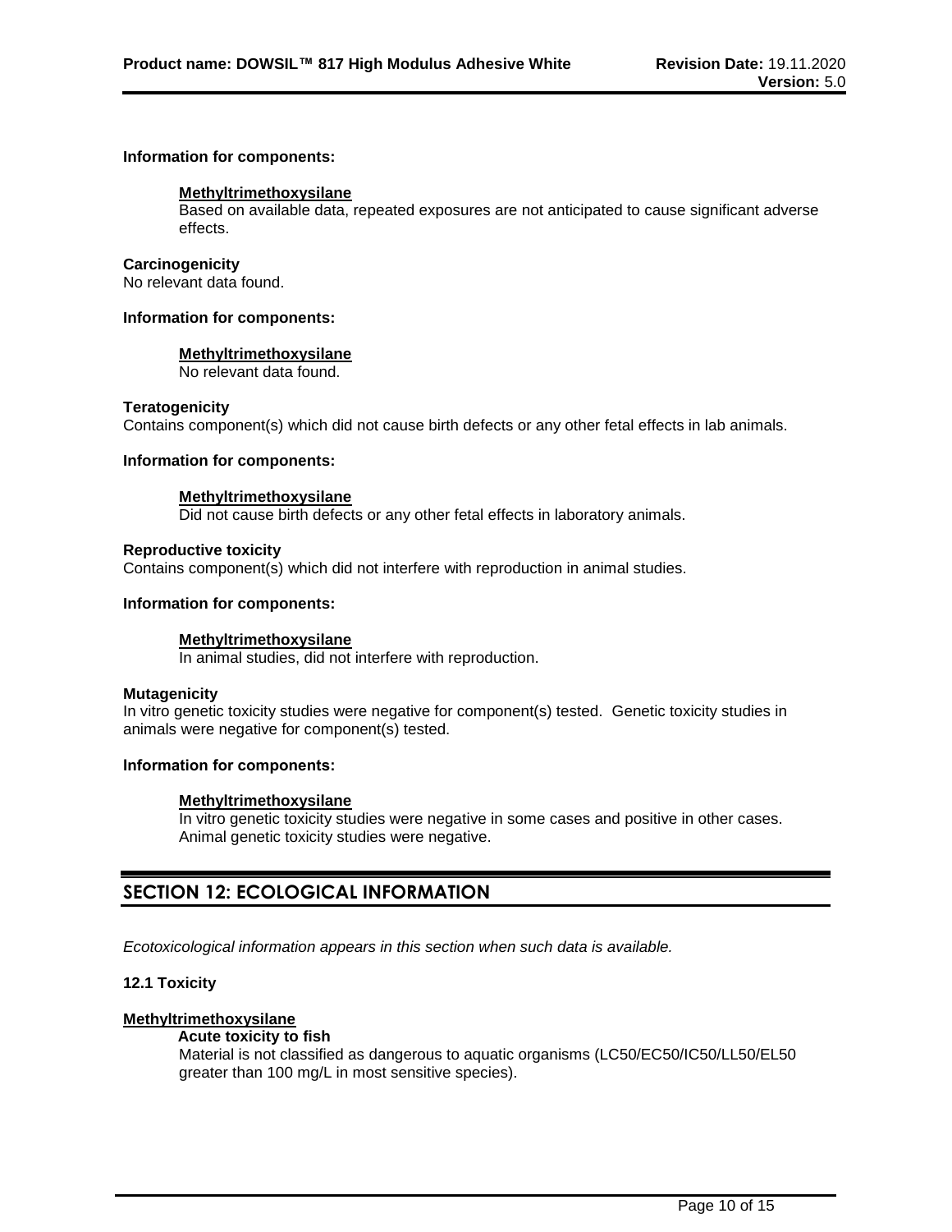**Information for components:**

**Methyltrimethoxysilane**

Based on available data, repeated exposures are not anticipated to cause significant adverse effects.

**Carcinogenicity**

No relevant data found.

**Information for components:**

**Methyltrimethoxysilane**

No relevant data found.

**Teratogenicity**

Contains component(s) which did not cause birth defects or any other fetal effects in lab animals.

**Information for components:**

**Methyltrimethoxysilane**

Did not cause birth defects or any other fetal effects in laboratory animals.

**Reproductive toxicity**

Contains component(s) which did not interfere with reproduction in animal studies.

**Information for components:**

**Methyltrimethoxysilane**

In animal studies, did not interfere with reproduction.

**Mutagenicity**

In vitro genetic toxicity studies were negative for component(s) tested. Genetic toxicity studies in animals were negative for component(s) tested.

**Information for components:**

**Methyltrimethoxysilane**

In vitro genetic toxicity studies were negative in some cases and positive in other cases. Animal genetic toxicity studies were negative.

## SECTION 12: ECOLOGICAL INFORMATION

*Ecotoxicological information appears in this section when such data is available.*

**12.1 Toxicity**

**Methyltrimethoxysilane**

**Acute toxicity to fish**

Material is not classified as dangerous to aquatic organisms (LC50/EC50/IC50/LL50/EL50 greater than 100 mg/L in most sensitive species).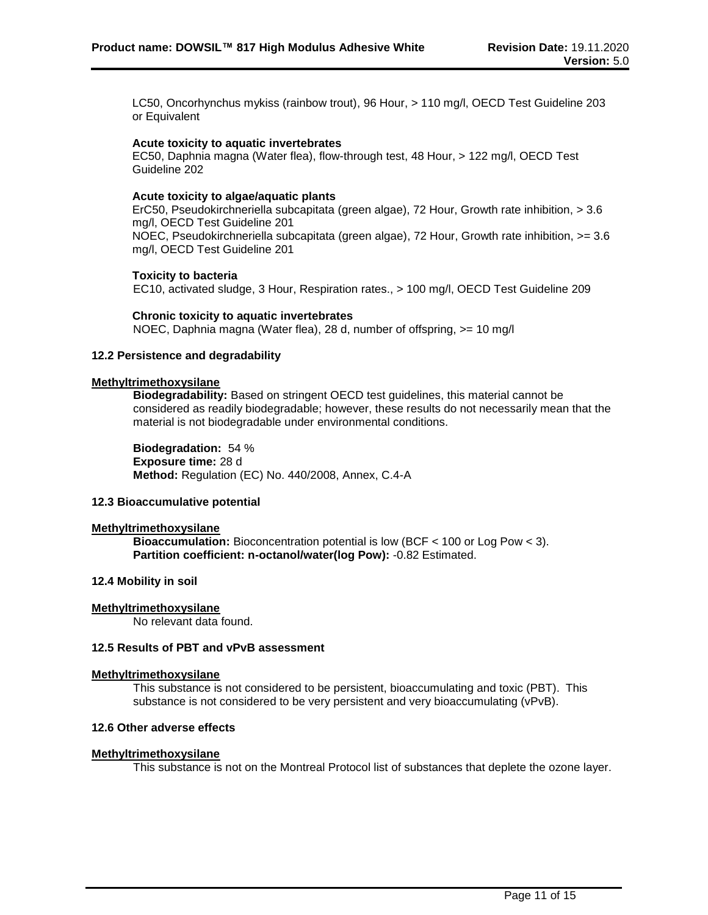LC50, Oncorhynchus mykiss (rainbow trout), 96 Hour, > 110 mg/l, OECD Test Guideline 203 or Equivalent

**Acute toxicity to aquatic invertebrates**
EC50, Daphnia magna (Water flea), flow-through test, 48 Hour, > 122 mg/l, OECD Test Guideline 202

**Acute toxicity to algae/aquatic plants**
ErC50, Pseudokirchneriella subcapitata (green algae), 72 Hour, Growth rate inhibition, > 3.6 mg/l, OECD Test Guideline 201
NOEC, Pseudokirchneriella subcapitata (green algae), 72 Hour, Growth rate inhibition, >= 3.6 mg/l, OECD Test Guideline 201

**Toxicity to bacteria**
EC10, activated sludge, 3 Hour, Respiration rates., > 100 mg/l, OECD Test Guideline 209

**Chronic toxicity to aquatic invertebrates**
NOEC, Daphnia magna (Water flea), 28 d, number of offspring, >= 10 mg/l

### 12.2 Persistence and degradability

**Methyltrimethoxysilane**

**Biodegradability:** Based on stringent OECD test guidelines, this material cannot be considered as readily biodegradable; however, these results do not necessarily mean that the material is not biodegradable under environmental conditions.

**Biodegradation:** 54 %
**Exposure time:** 28 d
**Method:** Regulation (EC) No. 440/2008, Annex, C.4-A

### 12.3 Bioaccumulative potential

**Methyltrimethoxysilane**

**Bioaccumulation:** Bioconcentration potential is low (BCF < 100 or Log Pow < 3).
**Partition coefficient: n-octanol/water(log Pow):** -0.82 Estimated.

### 12.4 Mobility in soil

**Methyltrimethoxysilane**

No relevant data found.

### 12.5 Results of PBT and vPvB assessment

**Methyltrimethoxysilane**

This substance is not considered to be persistent, bioaccumulating and toxic (PBT). This substance is not considered to be very persistent and very bioaccumulating (vPvB).

### 12.6 Other adverse effects

**Methyltrimethoxysilane**

This substance is not on the Montreal Protocol list of substances that deplete the ozone layer.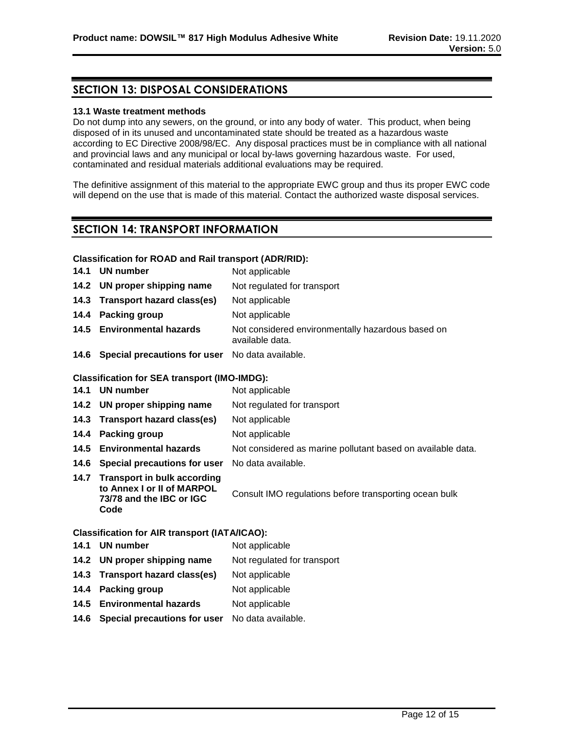## SECTION 13: DISPOSAL CONSIDERATIONS

**13.1 Waste treatment methods**

Do not dump into any sewers, on the ground, or into any body of water. This product, when being disposed of in its unused and uncontaminated state should be treated as a hazardous waste according to EC Directive 2008/98/EC. Any disposal practices must be in compliance with all national and provincial laws and any municipal or local by-laws governing hazardous waste. For used, contaminated and residual materials additional evaluations may be required.

The definitive assignment of this material to the appropriate EWC group and thus its proper EWC code will depend on the use that is made of this material. Contact the authorized waste disposal services.

## SECTION 14: TRANSPORT INFORMATION

**Classification for ROAD and Rail transport (ADR/RID):**

| | |
|---|---|
| **14.1 UN number** | Not applicable |
| **14.2 UN proper shipping name** | Not regulated for transport |
| **14.3 Transport hazard class(es)** | Not applicable |
| **14.4 Packing group** | Not applicable |
| **14.5 Environmental hazards** | Not considered environmentally hazardous based on available data. |
| **14.6 Special precautions for user** | No data available. |

**Classification for SEA transport (IMO-IMDG):**

| | |
|---|---|
| **14.1 UN number** | Not applicable |
| **14.2 UN proper shipping name** | Not regulated for transport |
| **14.3 Transport hazard class(es)** | Not applicable |
| **14.4 Packing group** | Not applicable |
| **14.5 Environmental hazards** | Not considered as marine pollutant based on available data. |
| **14.6 Special precautions for user** | No data available. |
| **14.7 Transport in bulk according to Annex I or II of MARPOL 73/78 and the IBC or IGC Code** | Consult IMO regulations before transporting ocean bulk |

**Classification for AIR transport (IATA/ICAO):**

| | |
|---|---|
| **14.1 UN number** | Not applicable |
| **14.2 UN proper shipping name** | Not regulated for transport |
| **14.3 Transport hazard class(es)** | Not applicable |
| **14.4 Packing group** | Not applicable |
| **14.5 Environmental hazards** | Not applicable |
| **14.6 Special precautions for user** | No data available. |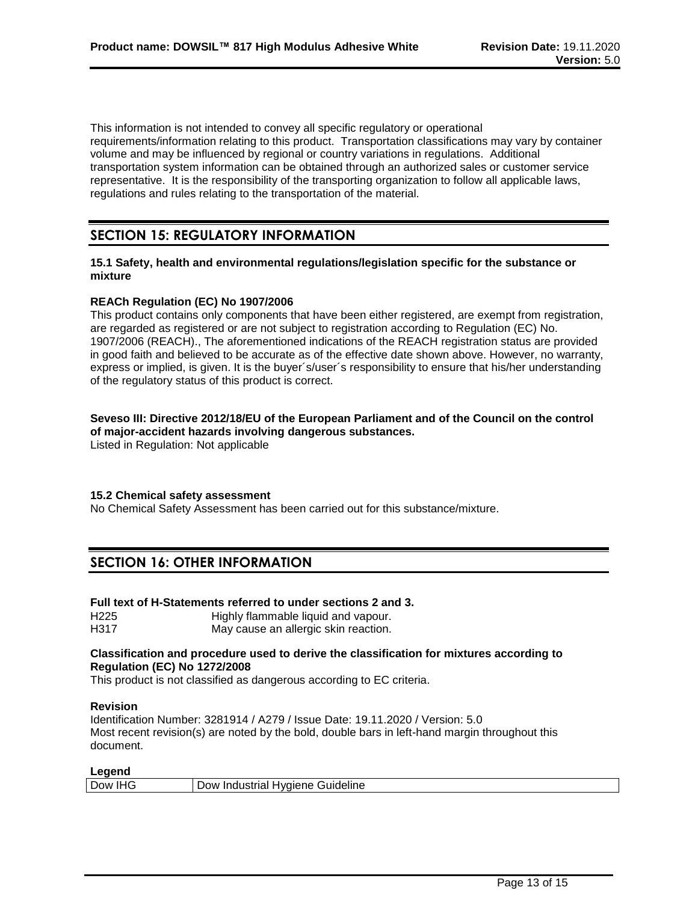This information is not intended to convey all specific regulatory or operational requirements/information relating to this product. Transportation classifications may vary by container volume and may be influenced by regional or country variations in regulations. Additional transportation system information can be obtained through an authorized sales or customer service representative. It is the responsibility of the transporting organization to follow all applicable laws, regulations and rules relating to the transportation of the material.

## SECTION 15: REGULATORY INFORMATION

**15.1 Safety, health and environmental regulations/legislation specific for the substance or mixture**

**REACh Regulation (EC) No 1907/2006**

This product contains only components that have been either registered, are exempt from registration, are regarded as registered or are not subject to registration according to Regulation (EC) No. 1907/2006 (REACH)., The aforementioned indications of the REACH registration status are provided in good faith and believed to be accurate as of the effective date shown above. However, no warranty, express or implied, is given. It is the buyer´s/user´s responsibility to ensure that his/her understanding of the regulatory status of this product is correct.

**Seveso III: Directive 2012/18/EU of the European Parliament and of the Council on the control of major-accident hazards involving dangerous substances.**

Listed in Regulation: Not applicable

**15.2 Chemical safety assessment**

No Chemical Safety Assessment has been carried out for this substance/mixture.

## SECTION 16: OTHER INFORMATION

**Full text of H-Statements referred to under sections 2 and 3.**

H225 Highly flammable liquid and vapour.
H317 May cause an allergic skin reaction.

**Classification and procedure used to derive the classification for mixtures according to Regulation (EC) No 1272/2008**

This product is not classified as dangerous according to EC criteria.

**Revision**

Identification Number: 3281914 / A279 / Issue Date: 19.11.2020 / Version: 5.0
Most recent revision(s) are noted by the bold, double bars in left-hand margin throughout this document.

**Legend**

| Dow IHG | Dow Industrial Hygiene Guideline |
|---|---|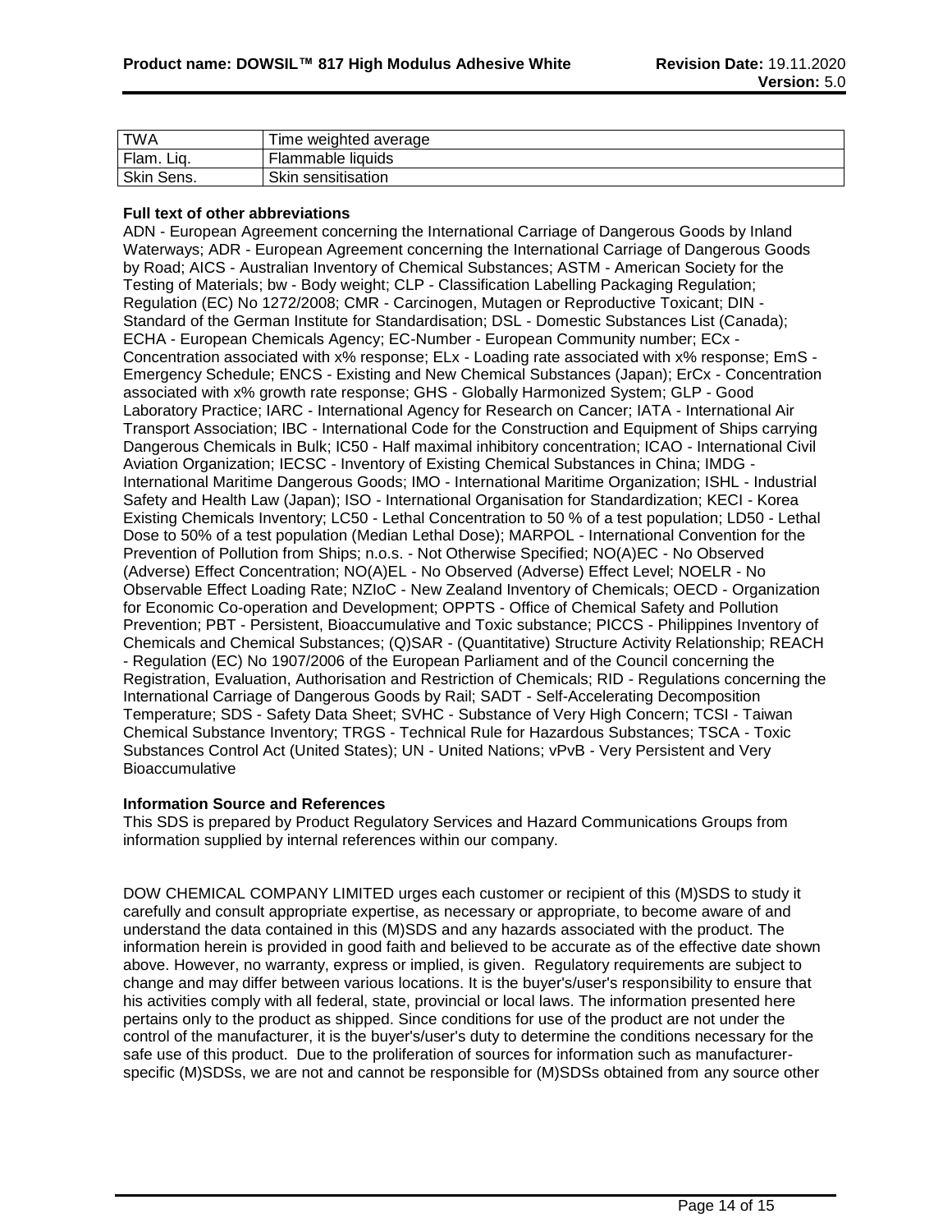| TWA | Time weighted average |
|---|---|
| Flam. Liq. | Flammable liquids |
| Skin Sens. | Skin sensitisation |

**Full text of other abbreviations**

ADN - European Agreement concerning the International Carriage of Dangerous Goods by Inland Waterways; ADR - European Agreement concerning the International Carriage of Dangerous Goods by Road; AICS - Australian Inventory of Chemical Substances; ASTM - American Society for the Testing of Materials; bw - Body weight; CLP - Classification Labelling Packaging Regulation; Regulation (EC) No 1272/2008; CMR - Carcinogen, Mutagen or Reproductive Toxicant; DIN - Standard of the German Institute for Standardisation; DSL - Domestic Substances List (Canada); ECHA - European Chemicals Agency; EC-Number - European Community number; ECx - Concentration associated with x% response; ELx - Loading rate associated with x% response; EmS - Emergency Schedule; ENCS - Existing and New Chemical Substances (Japan); ErCx - Concentration associated with x% growth rate response; GHS - Globally Harmonized System; GLP - Good Laboratory Practice; IARC - International Agency for Research on Cancer; IATA - International Air Transport Association; IBC - International Code for the Construction and Equipment of Ships carrying Dangerous Chemicals in Bulk; IC50 - Half maximal inhibitory concentration; ICAO - International Civil Aviation Organization; IECSC - Inventory of Existing Chemical Substances in China; IMDG - International Maritime Dangerous Goods; IMO - International Maritime Organization; ISHL - Industrial Safety and Health Law (Japan); ISO - International Organisation for Standardization; KECI - Korea Existing Chemicals Inventory; LC50 - Lethal Concentration to 50 % of a test population; LD50 - Lethal Dose to 50% of a test population (Median Lethal Dose); MARPOL - International Convention for the Prevention of Pollution from Ships; n.o.s. - Not Otherwise Specified; NO(A)EC - No Observed (Adverse) Effect Concentration; NO(A)EL - No Observed (Adverse) Effect Level; NOELR - No Observable Effect Loading Rate; NZIoC - New Zealand Inventory of Chemicals; OECD - Organization for Economic Co-operation and Development; OPPTS - Office of Chemical Safety and Pollution Prevention; PBT - Persistent, Bioaccumulative and Toxic substance; PICCS - Philippines Inventory of Chemicals and Chemical Substances; (Q)SAR - (Quantitative) Structure Activity Relationship; REACH - Regulation (EC) No 1907/2006 of the European Parliament and of the Council concerning the Registration, Evaluation, Authorisation and Restriction of Chemicals; RID - Regulations concerning the International Carriage of Dangerous Goods by Rail; SADT - Self-Accelerating Decomposition Temperature; SDS - Safety Data Sheet; SVHC - Substance of Very High Concern; TCSI - Taiwan Chemical Substance Inventory; TRGS - Technical Rule for Hazardous Substances; TSCA - Toxic Substances Control Act (United States); UN - United Nations; vPvB - Very Persistent and Very Bioaccumulative

**Information Source and References**

This SDS is prepared by Product Regulatory Services and Hazard Communications Groups from information supplied by internal references within our company.

DOW CHEMICAL COMPANY LIMITED urges each customer or recipient of this (M)SDS to study it carefully and consult appropriate expertise, as necessary or appropriate, to become aware of and understand the data contained in this (M)SDS and any hazards associated with the product. The information herein is provided in good faith and believed to be accurate as of the effective date shown above. However, no warranty, express or implied, is given. Regulatory requirements are subject to change and may differ between various locations. It is the buyer's/user's responsibility to ensure that his activities comply with all federal, state, provincial or local laws. The information presented here pertains only to the product as shipped. Since conditions for use of the product are not under the control of the manufacturer, it is the buyer's/user's duty to determine the conditions necessary for the safe use of this product. Due to the proliferation of sources for information such as manufacturer-specific (M)SDSs, we are not and cannot be responsible for (M)SDSs obtained from any source other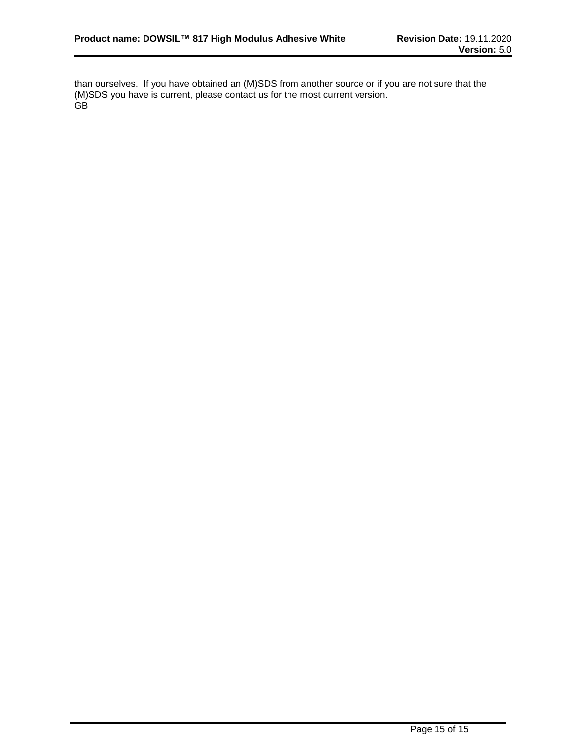than ourselves. If you have obtained an (M)SDS from another source or if you are not sure that the (M)SDS you have is current, please contact us for the most current version.
GB